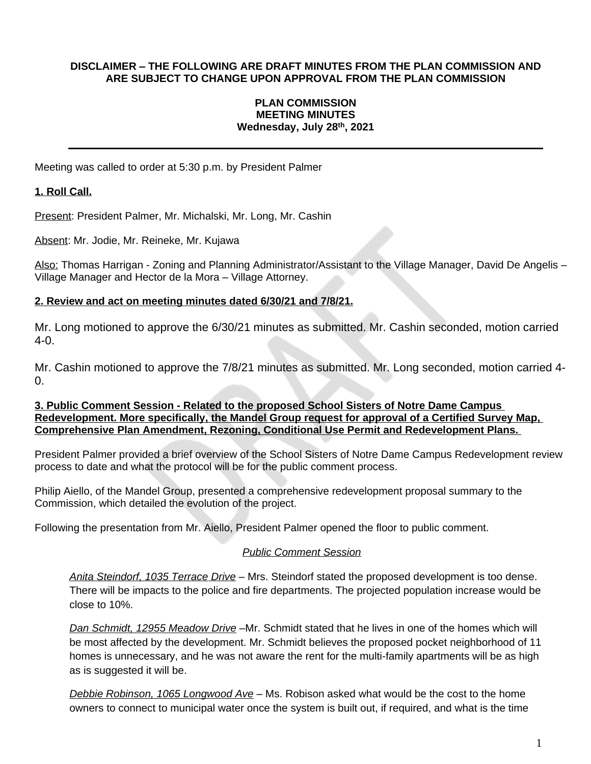**DISCLAIMER – THE FOLLOWING ARE DRAFT MINUTES FROM THE PLAN COMMISSION AND ARE SUBJECT TO CHANGE UPON APPROVAL FROM THE PLAN COMMISSION**

**PLAN COMMISSION**
**MEETING MINUTES**
**Wednesday, July 28th, 2021**

---

Meeting was called to order at 5:30 p.m. by President Palmer

**1. Roll Call.**

Present: President Palmer, Mr. Michalski, Mr. Long, Mr. Cashin

Absent: Mr. Jodie, Mr. Reineke, Mr. Kujawa

Also: Thomas Harrigan - Zoning and Planning Administrator/Assistant to the Village Manager, David De Angelis – Village Manager and Hector de la Mora – Village Attorney.

**2. Review and act on meeting minutes dated 6/30/21 and 7/8/21.**

Mr. Long motioned to approve the 6/30/21 minutes as submitted. Mr. Cashin seconded, motion carried 4-0.

Mr. Cashin motioned to approve the 7/8/21 minutes as submitted. Mr. Long seconded, motion carried 4-0.

**3. Public Comment Session - Related to the proposed School Sisters of Notre Dame Campus Redevelopment. More specifically, the Mandel Group request for approval of a Certified Survey Map, Comprehensive Plan Amendment, Rezoning, Conditional Use Permit and Redevelopment Plans.**

President Palmer provided a brief overview of the School Sisters of Notre Dame Campus Redevelopment review process to date and what the protocol will be for the public comment process.

Philip Aiello, of the Mandel Group, presented a comprehensive redevelopment proposal summary to the Commission, which detailed the evolution of the project.

Following the presentation from Mr. Aiello, President Palmer opened the floor to public comment.

*Public Comment Session*

*Anita Steindorf, 1035 Terrace Drive* – Mrs. Steindorf stated the proposed development is too dense. There will be impacts to the police and fire departments. The projected population increase would be close to 10%.

*Dan Schmidt, 12955 Meadow Drive* –Mr. Schmidt stated that he lives in one of the homes which will be most affected by the development. Mr. Schmidt believes the proposed pocket neighborhood of 11 homes is unnecessary, and he was not aware the rent for the multi-family apartments will be as high as is suggested it will be.

*Debbie Robinson, 1065 Longwood Ave* – Ms. Robison asked what would be the cost to the home owners to connect to municipal water once the system is built out, if required, and what is the time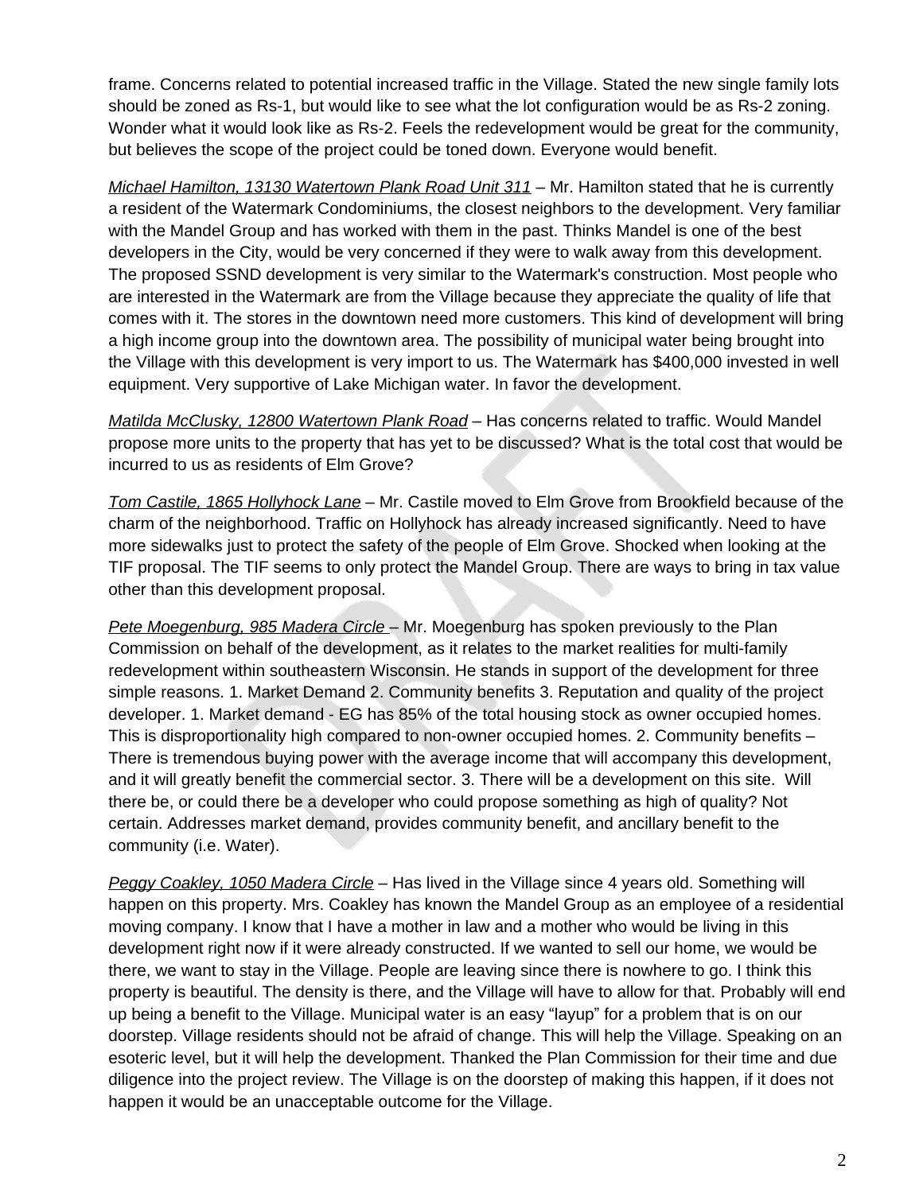frame. Concerns related to potential increased traffic in the Village. Stated the new single family lots should be zoned as Rs-1, but would like to see what the lot configuration would be as Rs-2 zoning. Wonder what it would look like as Rs-2. Feels the redevelopment would be great for the community, but believes the scope of the project could be toned down. Everyone would benefit.

*Michael Hamilton, 13130 Watertown Plank Road Unit 311* – Mr. Hamilton stated that he is currently a resident of the Watermark Condominiums, the closest neighbors to the development. Very familiar with the Mandel Group and has worked with them in the past. Thinks Mandel is one of the best developers in the City, would be very concerned if they were to walk away from this development. The proposed SSND development is very similar to the Watermark's construction. Most people who are interested in the Watermark are from the Village because they appreciate the quality of life that comes with it. The stores in the downtown need more customers. This kind of development will bring a high income group into the downtown area. The possibility of municipal water being brought into the Village with this development is very import to us. The Watermark has $400,000 invested in well equipment. Very supportive of Lake Michigan water. In favor the development.

*Matilda McClusky, 12800 Watertown Plank Road* – Has concerns related to traffic. Would Mandel propose more units to the property that has yet to be discussed? What is the total cost that would be incurred to us as residents of Elm Grove?

*Tom Castile, 1865 Hollyhock Lane* – Mr. Castile moved to Elm Grove from Brookfield because of the charm of the neighborhood. Traffic on Hollyhock has already increased significantly. Need to have more sidewalks just to protect the safety of the people of Elm Grove. Shocked when looking at the TIF proposal. The TIF seems to only protect the Mandel Group. There are ways to bring in tax value other than this development proposal.

*Pete Moegenburg, 985 Madera Circle* – Mr. Moegenburg has spoken previously to the Plan Commission on behalf of the development, as it relates to the market realities for multi-family redevelopment within southeastern Wisconsin. He stands in support of the development for three simple reasons. 1. Market Demand 2. Community benefits 3. Reputation and quality of the project developer. 1. Market demand - EG has 85% of the total housing stock as owner occupied homes. This is disproportionality high compared to non-owner occupied homes. 2. Community benefits – There is tremendous buying power with the average income that will accompany this development, and it will greatly benefit the commercial sector. 3. There will be a development on this site. Will there be, or could there be a developer who could propose something as high of quality? Not certain. Addresses market demand, provides community benefit, and ancillary benefit to the community (i.e. Water).

*Peggy Coakley, 1050 Madera Circle* – Has lived in the Village since 4 years old. Something will happen on this property. Mrs. Coakley has known the Mandel Group as an employee of a residential moving company. I know that I have a mother in law and a mother who would be living in this development right now if it were already constructed. If we wanted to sell our home, we would be there, we want to stay in the Village. People are leaving since there is nowhere to go. I think this property is beautiful. The density is there, and the Village will have to allow for that. Probably will end up being a benefit to the Village. Municipal water is an easy "layup" for a problem that is on our doorstep. Village residents should not be afraid of change. This will help the Village. Speaking on an esoteric level, but it will help the development. Thanked the Plan Commission for their time and due diligence into the project review. The Village is on the doorstep of making this happen, if it does not happen it would be an unacceptable outcome for the Village.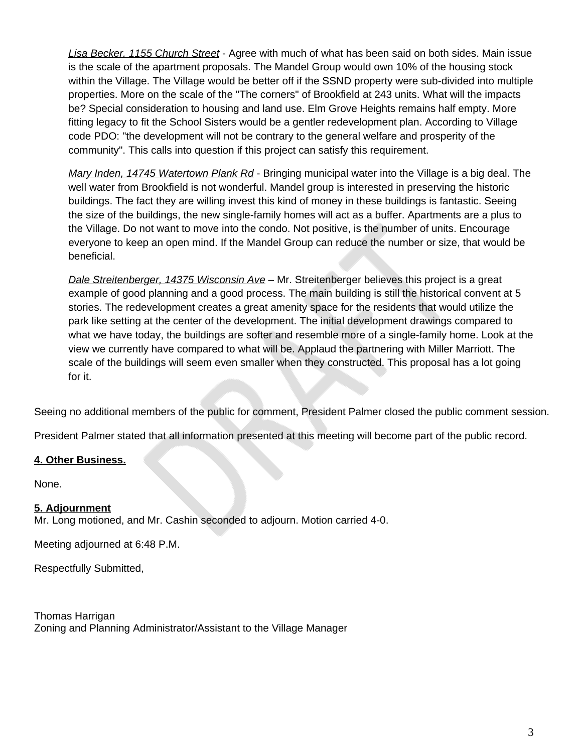*Lisa Becker, 1155 Church Street* - Agree with much of what has been said on both sides. Main issue is the scale of the apartment proposals. The Mandel Group would own 10% of the housing stock within the Village. The Village would be better off if the SSND property were sub-divided into multiple properties. More on the scale of the "The corners" of Brookfield at 243 units. What will the impacts be? Special consideration to housing and land use. Elm Grove Heights remains half empty. More fitting legacy to fit the School Sisters would be a gentler redevelopment plan. According to Village code PDO: "the development will not be contrary to the general welfare and prosperity of the community". This calls into question if this project can satisfy this requirement.

*Mary Inden, 14745 Watertown Plank Rd* - Bringing municipal water into the Village is a big deal. The well water from Brookfield is not wonderful. Mandel group is interested in preserving the historic buildings. The fact they are willing invest this kind of money in these buildings is fantastic. Seeing the size of the buildings, the new single-family homes will act as a buffer. Apartments are a plus to the Village. Do not want to move into the condo. Not positive, is the number of units. Encourage everyone to keep an open mind. If the Mandel Group can reduce the number or size, that would be beneficial.

*Dale Streitenberger, 14375 Wisconsin Ave* – Mr. Streitenberger believes this project is a great example of good planning and a good process. The main building is still the historical convent at 5 stories. The redevelopment creates a great amenity space for the residents that would utilize the park like setting at the center of the development. The initial development drawings compared to what we have today, the buildings are softer and resemble more of a single-family home. Look at the view we currently have compared to what will be. Applaud the partnering with Miller Marriott. The scale of the buildings will seem even smaller when they constructed. This proposal has a lot going for it.

Seeing no additional members of the public for comment, President Palmer closed the public comment session.

President Palmer stated that all information presented at this meeting will become part of the public record.

**4. Other Business.**

None.

**5. Adjournment**

Mr. Long motioned, and Mr. Cashin seconded to adjourn. Motion carried 4-0.

Meeting adjourned at 6:48 P.M.

Respectfully Submitted,

Thomas Harrigan
Zoning and Planning Administrator/Assistant to the Village Manager